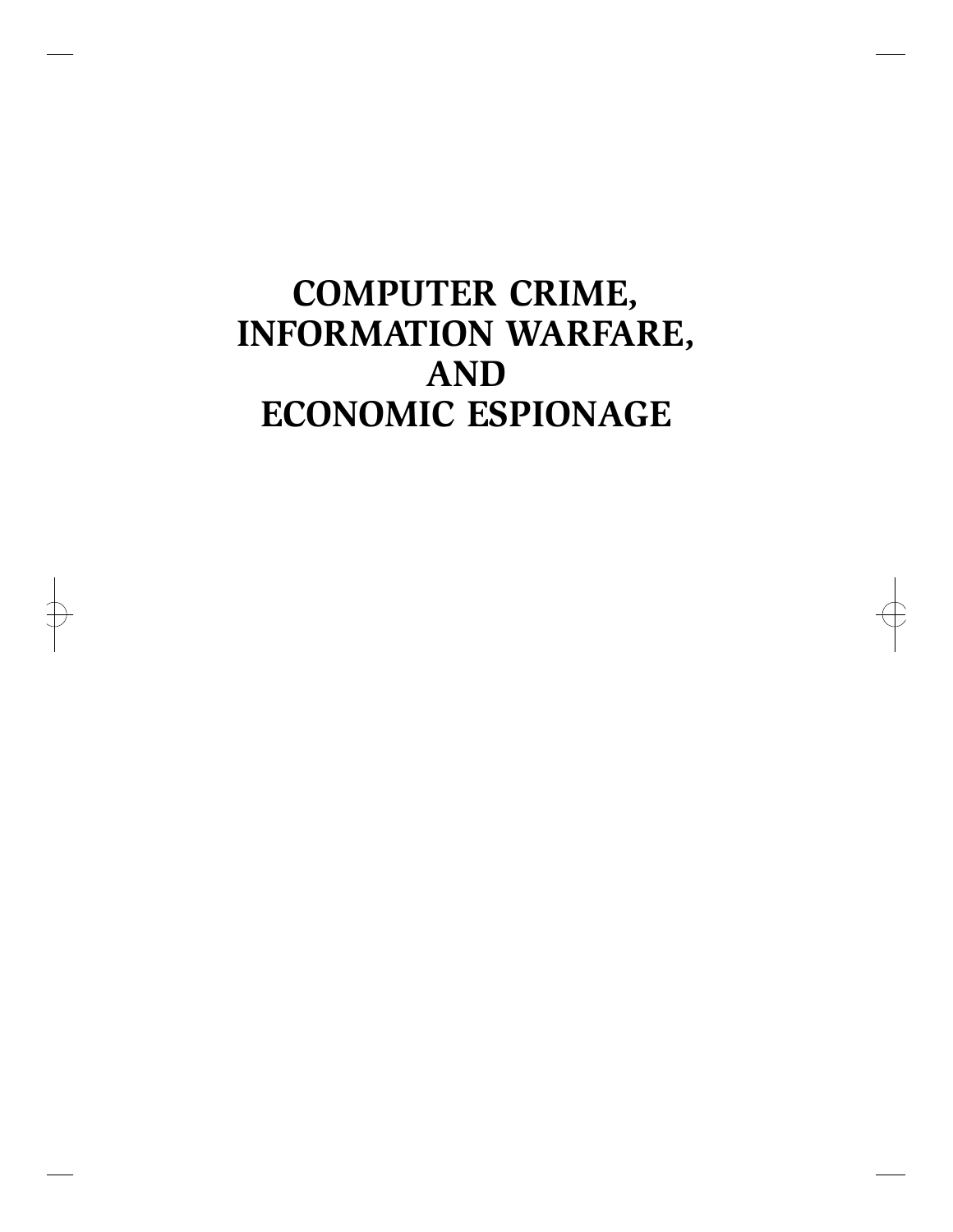# COMPUTER CRIME, INFORMATION WARFARE, AND ECONOMIC ESPIONAGE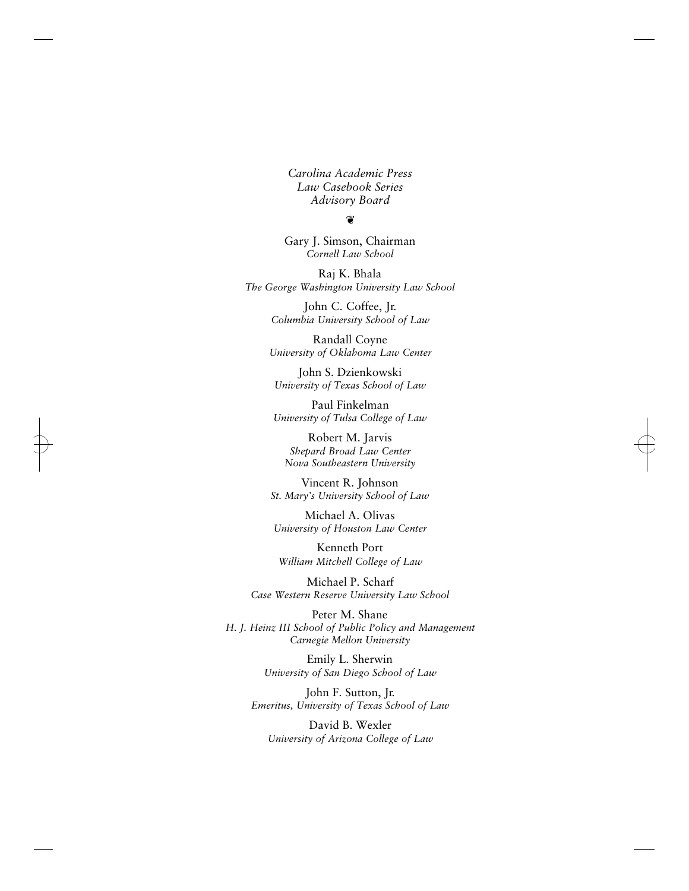*Carolina Academic Press*
*Law Casebook Series*
*Advisory Board*

❦

Gary J. Simson, Chairman
*Cornell Law School*

Raj K. Bhala
*The George Washington University Law School*

John C. Coffee, Jr.
*Columbia University School of Law*

Randall Coyne
*University of Oklahoma Law Center*

John S. Dzienkowski
*University of Texas School of Law*

Paul Finkelman
*University of Tulsa College of Law*

Robert M. Jarvis
*Shepard Broad Law Center*
*Nova Southeastern University*

Vincent R. Johnson
*St. Mary's University School of Law*

Michael A. Olivas
*University of Houston Law Center*

Kenneth Port
*William Mitchell College of Law*

Michael P. Scharf
*Case Western Reserve University Law School*

Peter M. Shane
*H. J. Heinz III School of Public Policy and Management*
*Carnegie Mellon University*

Emily L. Sherwin
*University of San Diego School of Law*

John F. Sutton, Jr.
*Emeritus, University of Texas School of Law*

David B. Wexler
*University of Arizona College of Law*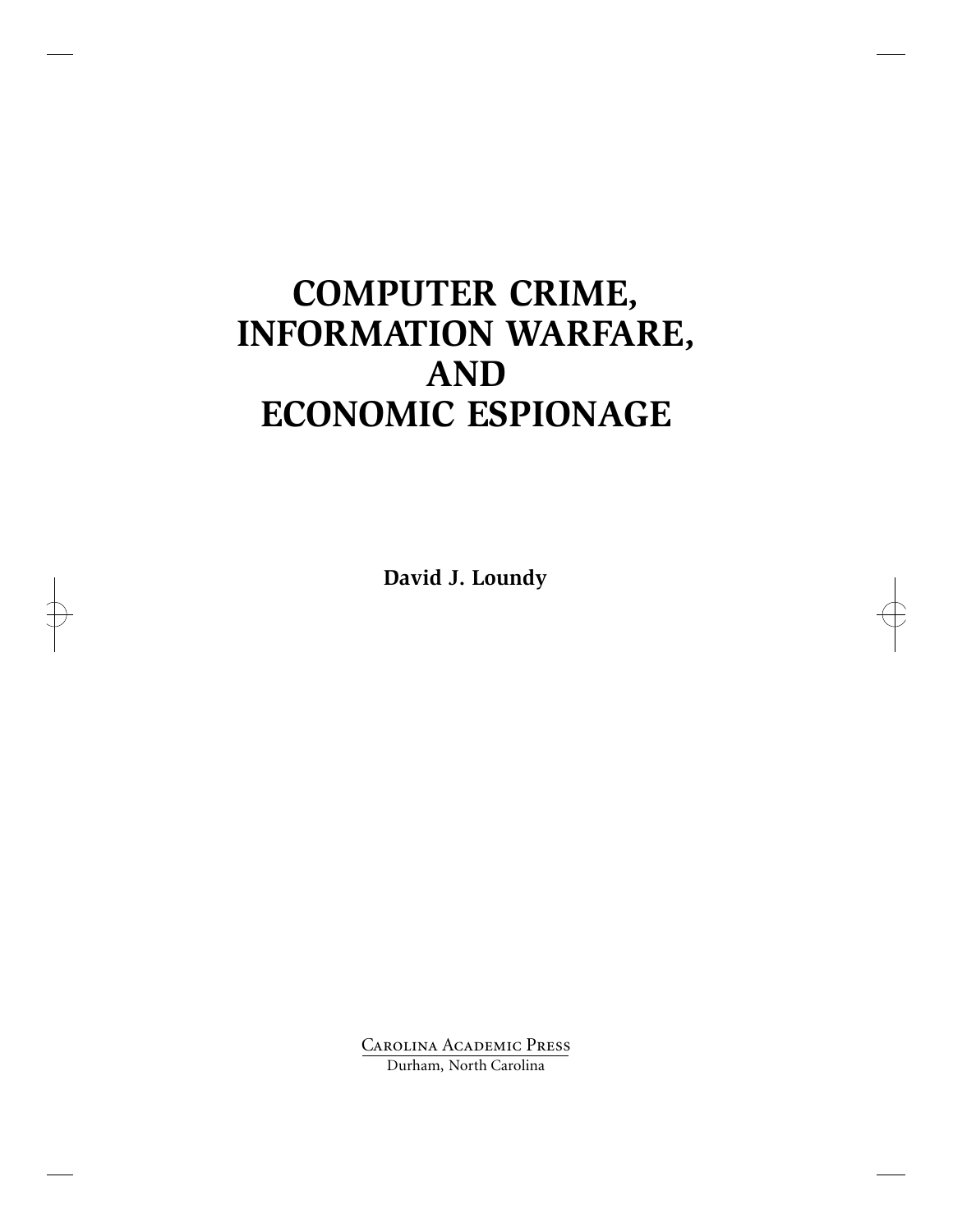# COMPUTER CRIME, INFORMATION WARFARE, AND ECONOMIC ESPIONAGE

**David J. Loundy**

Carolina Academic Press
Durham, North Carolina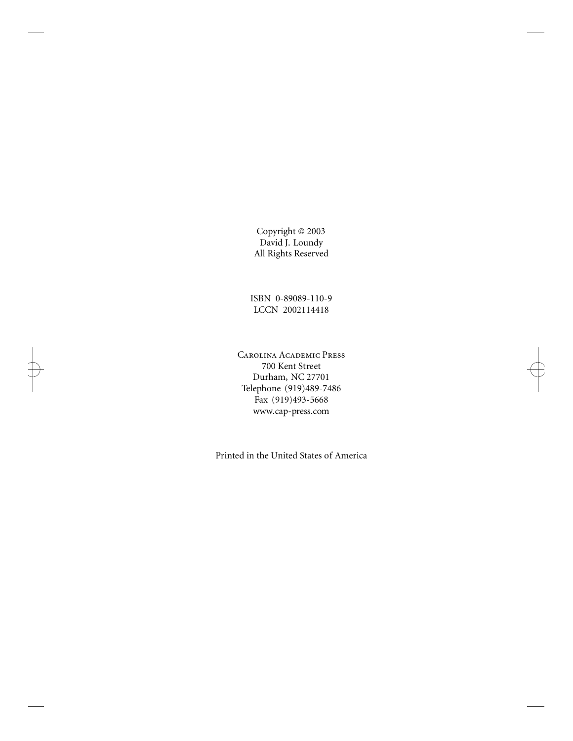Copyright © 2003
David J. Loundy
All Rights Reserved

ISBN 0-89089-110-9
LCCN 2002114418

Carolina Academic Press
700 Kent Street
Durham, NC 27701
Telephone (919)489-7486
Fax (919)493-5668
www.cap-press.com

Printed in the United States of America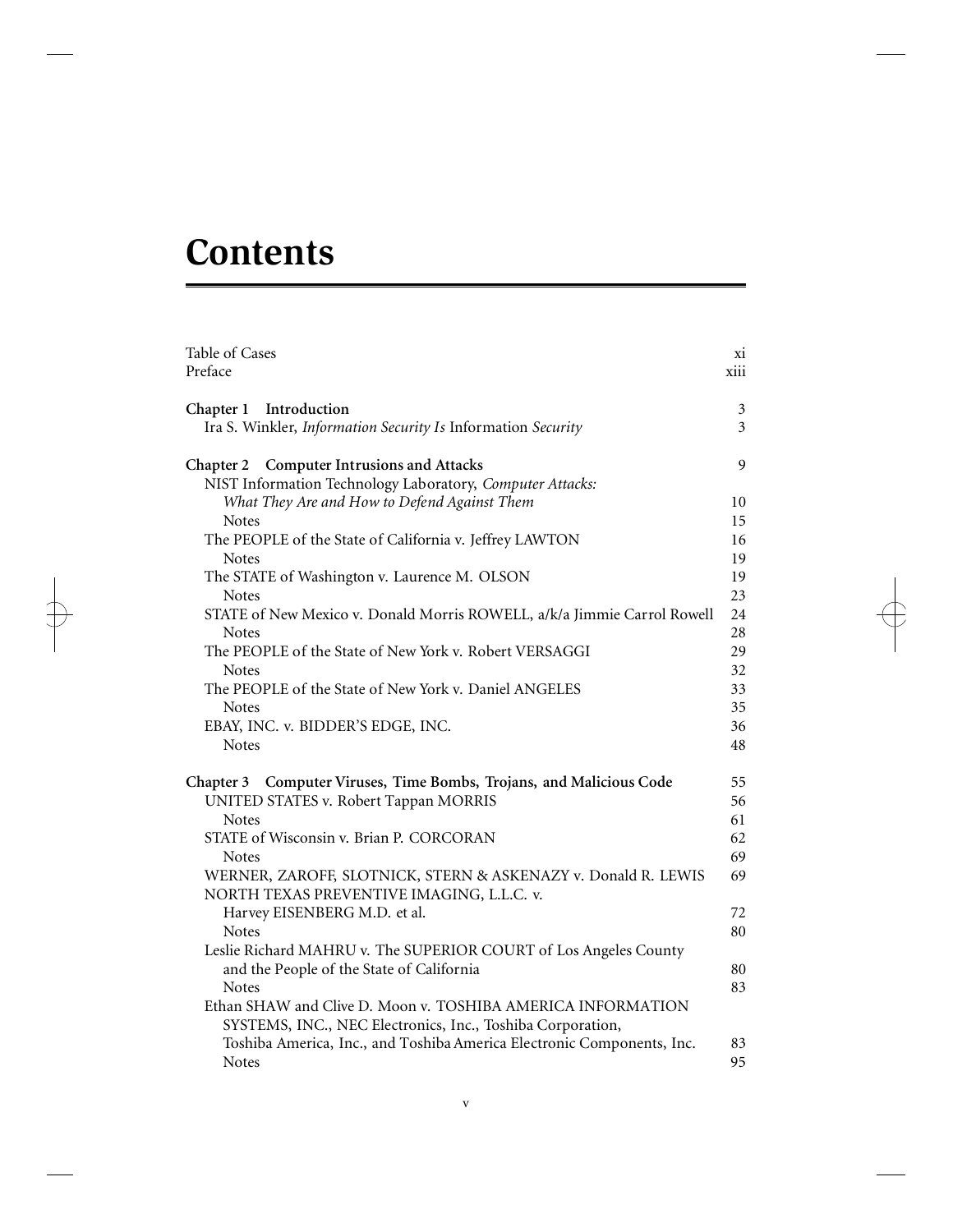# Contents

| | |
|---|---|
| Table of Cases | xi |
| Preface | xiii |
| **Chapter 1 Introduction** | 3 |
| Ira S. Winkler, *Information Security Is* Information *Security* | 3 |
| **Chapter 2 Computer Intrusions and Attacks** | 9 |
| NIST Information Technology Laboratory, *Computer Attacks: What They Are and How to Defend Against Them* | 10 |
| Notes | 15 |
| The PEOPLE of the State of California v. Jeffrey LAWTON | 16 |
| Notes | 19 |
| The STATE of Washington v. Laurence M. OLSON | 19 |
| Notes | 23 |
| STATE of New Mexico v. Donald Morris ROWELL, a/k/a Jimmie Carrol Rowell | 24 |
| Notes | 28 |
| The PEOPLE of the State of New York v. Robert VERSAGGI | 29 |
| Notes | 32 |
| The PEOPLE of the State of New York v. Daniel ANGELES | 33 |
| Notes | 35 |
| EBAY, INC. v. BIDDER'S EDGE, INC. | 36 |
| Notes | 48 |
| **Chapter 3 Computer Viruses, Time Bombs, Trojans, and Malicious Code** | 55 |
| UNITED STATES v. Robert Tappan MORRIS | 56 |
| Notes | 61 |
| STATE of Wisconsin v. Brian P. CORCORAN | 62 |
| Notes | 69 |
| WERNER, ZAROFF, SLOTNICK, STERN & ASKENAZY v. Donald R. LEWIS | 69 |
| NORTH TEXAS PREVENTIVE IMAGING, L.L.C. v. Harvey EISENBERG M.D. et al. | 72 |
| Notes | 80 |
| Leslie Richard MAHRU v. The SUPERIOR COURT of Los Angeles County and the People of the State of California | 80 |
| Notes | 83 |
| Ethan SHAW and Clive D. Moon v. TOSHIBA AMERICA INFORMATION SYSTEMS, INC., NEC Electronics, Inc., Toshiba Corporation, Toshiba America, Inc., and Toshiba America Electronic Components, Inc. | 83 |
| Notes | 95 |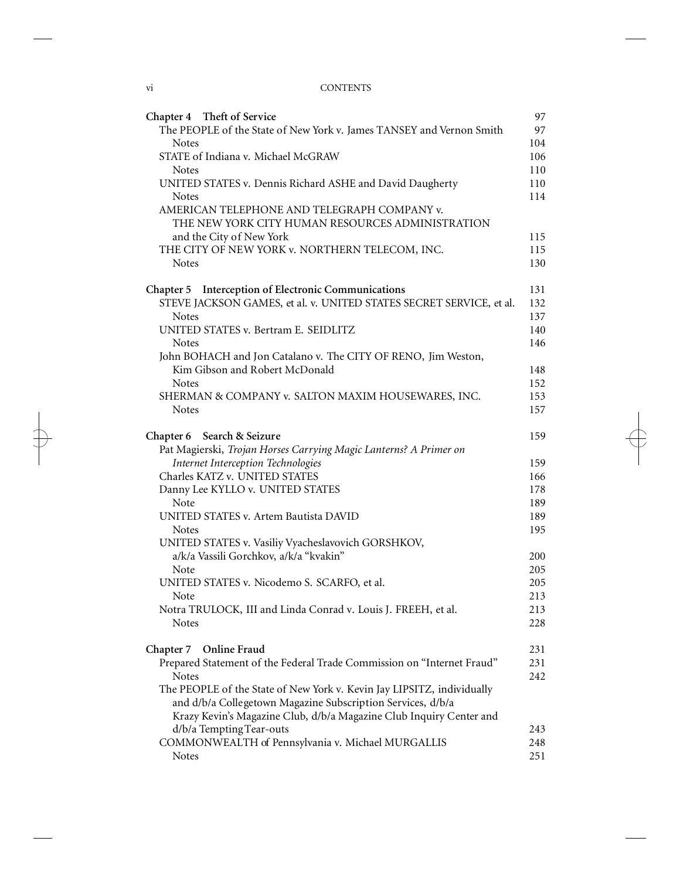| | |
|---|---|
| **Chapter 4 Theft of Service** | 97 |
| The PEOPLE of the State of New York v. James TANSEY and Vernon Smith | 97 |
| Notes | 104 |
| STATE of Indiana v. Michael McGRAW | 106 |
| Notes | 110 |
| UNITED STATES v. Dennis Richard ASHE and David Daugherty | 110 |
| Notes | 114 |
| AMERICAN TELEPHONE AND TELEGRAPH COMPANY v. THE NEW YORK CITY HUMAN RESOURCES ADMINISTRATION and the City of New York | 115 |
| THE CITY OF NEW YORK v. NORTHERN TELECOM, INC. | 115 |
| Notes | 130 |
| **Chapter 5 Interception of Electronic Communications** | 131 |
| STEVE JACKSON GAMES, et al. v. UNITED STATES SECRET SERVICE, et al. | 132 |
| Notes | 137 |
| UNITED STATES v. Bertram E. SEIDLITZ | 140 |
| Notes | 146 |
| John BOHACH and Jon Catalano v. The CITY OF RENO, Jim Weston, Kim Gibson and Robert McDonald | 148 |
| Notes | 152 |
| SHERMAN & COMPANY v. SALTON MAXIM HOUSEWARES, INC. | 153 |
| Notes | 157 |
| **Chapter 6 Search & Seizure** | 159 |
| Pat Magierski, *Trojan Horses Carrying Magic Lanterns? A Primer on Internet Interception Technologies* | 159 |
| Charles KATZ v. UNITED STATES | 166 |
| Danny Lee KYLLO v. UNITED STATES | 178 |
| Note | 189 |
| UNITED STATES v. Artem Bautista DAVID | 189 |
| Notes | 195 |
| UNITED STATES v. Vasiliy Vyacheslavovich GORSHKOV, a/k/a Vassili Gorchkov, a/k/a "kvakin" | 200 |
| Note | 205 |
| UNITED STATES v. Nicodemo S. SCARFO, et al. | 205 |
| Note | 213 |
| Notra TRULOCK, III and Linda Conrad v. Louis J. FREEH, et al. | 213 |
| Notes | 228 |
| **Chapter 7 Online Fraud** | 231 |
| Prepared Statement of the Federal Trade Commission on "Internet Fraud" | 231 |
| Notes | 242 |
| The PEOPLE of the State of New York v. Kevin Jay LIPSITZ, individually and d/b/a Collegetown Magazine Subscription Services, d/b/a Krazy Kevin's Magazine Club, d/b/a Magazine Club Inquiry Center and d/b/a Tempting Tear-outs | 243 |
| COMMONWEALTH of Pennsylvania v. Michael MURGALLIS | 248 |
| Notes | 251 |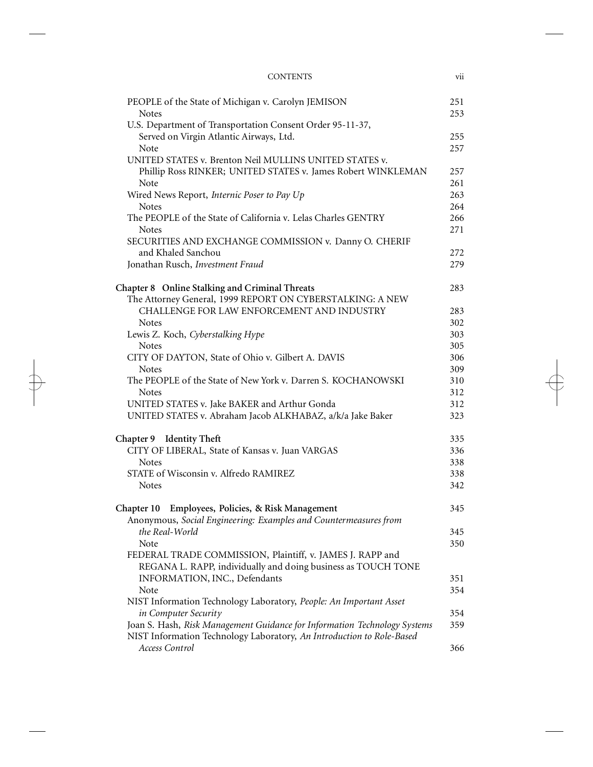PEOPLE of the State of Michigan v. Carolyn JEMISON 251
Notes 253
U.S. Department of Transportation Consent Order 95-11-37, Served on Virgin Atlantic Airways, Ltd. 255
Note 257
UNITED STATES v. Brenton Neil MULLINS UNITED STATES v. Phillip Ross RINKER; UNITED STATES v. James Robert WINKLEMAN 257
Note 261
Wired News Report, *Internic Poser to Pay Up* 263
Notes 264
The PEOPLE of the State of California v. Lelas Charles GENTRY 266
Notes 271
SECURITIES AND EXCHANGE COMMISSION v. Danny O. CHERIF and Khaled Sanchou 272
Jonathan Rusch, *Investment Fraud* 279

**Chapter 8 Online Stalking and Criminal Threats** 283
The Attorney General, 1999 REPORT ON CYBERSTALKING: A NEW CHALLENGE FOR LAW ENFORCEMENT AND INDUSTRY 283
Notes 302
Lewis Z. Koch, *Cyberstalking Hype* 303
Notes 305
CITY OF DAYTON, State of Ohio v. Gilbert A. DAVIS 306
Notes 309
The PEOPLE of the State of New York v. Darren S. KOCHANOWSKI 310
Notes 312
UNITED STATES v. Jake BAKER and Arthur Gonda 312
UNITED STATES v. Abraham Jacob ALKHABAZ, a/k/a Jake Baker 323

**Chapter 9 Identity Theft** 335
CITY OF LIBERAL, State of Kansas v. Juan VARGAS 336
Notes 338
STATE of Wisconsin v. Alfredo RAMIREZ 338
Notes 342

**Chapter 10 Employees, Policies, & Risk Management** 345
Anonymous, *Social Engineering: Examples and Countermeasures from the Real-World* 345
Note 350
FEDERAL TRADE COMMISSION, Plaintiff, v. JAMES J. RAPP and REGANA L. RAPP, individually and doing business as TOUCH TONE INFORMATION, INC., Defendants 351
Note 354
NIST Information Technology Laboratory, *People: An Important Asset in Computer Security* 354
Joan S. Hash, *Risk Management Guidance for Information Technology Systems* 359
NIST Information Technology Laboratory, *An Introduction to Role-Based Access Control* 366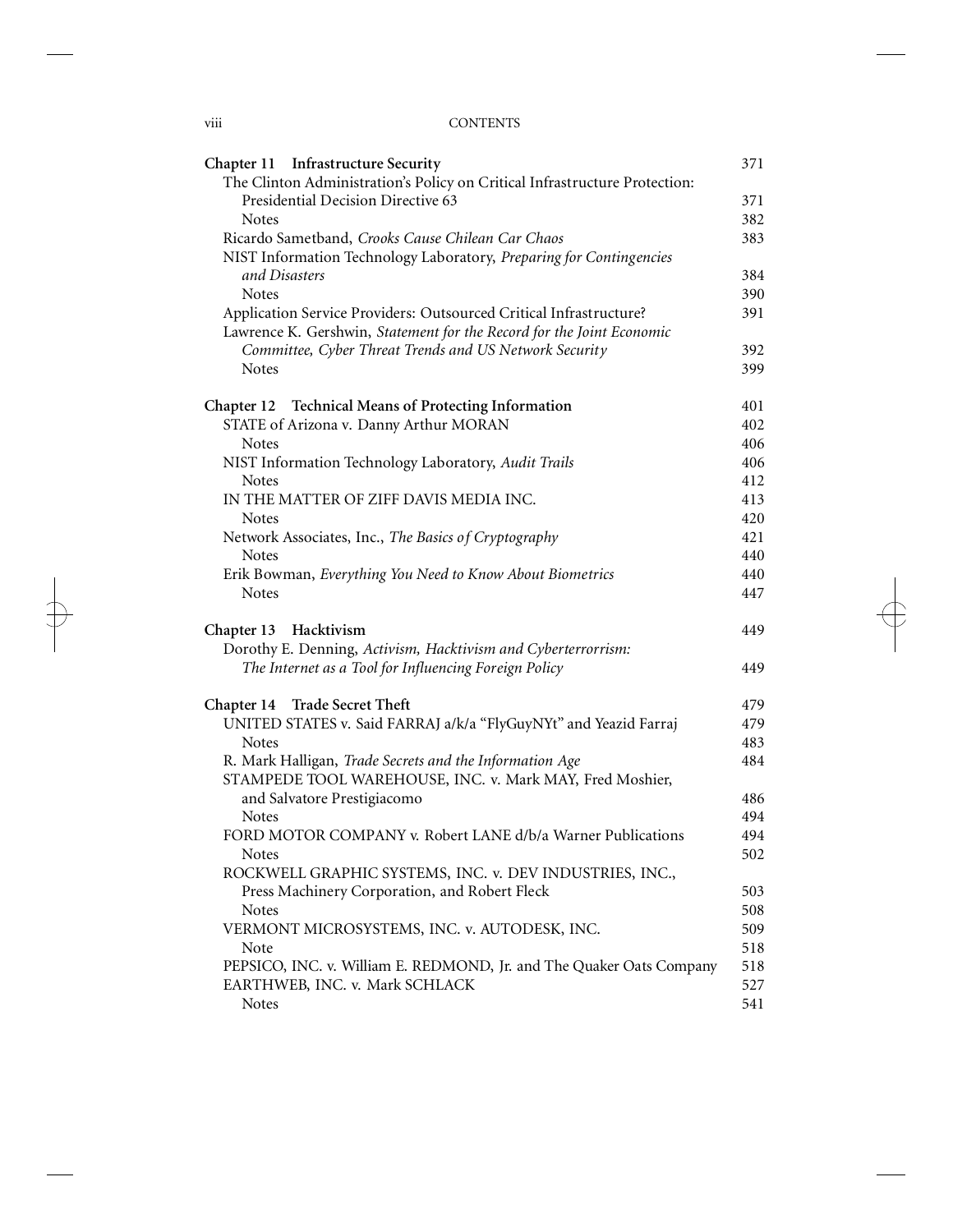| | |
|---|---|
| **Chapter 11 Infrastructure Security** | 371 |
| The Clinton Administration's Policy on Critical Infrastructure Protection: Presidential Decision Directive 63 | 371 |
| Notes | 382 |
| Ricardo Sametband, *Crooks Cause Chilean Car Chaos* | 383 |
| NIST Information Technology Laboratory, *Preparing for Contingencies and Disasters* | 384 |
| Notes | 390 |
| Application Service Providers: Outsourced Critical Infrastructure? | 391 |
| Lawrence K. Gershwin, *Statement for the Record for the Joint Economic Committee, Cyber Threat Trends and US Network Security* | 392 |
| Notes | 399 |
| **Chapter 12 Technical Means of Protecting Information** | 401 |
| STATE of Arizona v. Danny Arthur MORAN | 402 |
| Notes | 406 |
| NIST Information Technology Laboratory, *Audit Trails* | 406 |
| Notes | 412 |
| IN THE MATTER OF ZIFF DAVIS MEDIA INC. | 413 |
| Notes | 420 |
| Network Associates, Inc., *The Basics of Cryptography* | 421 |
| Notes | 440 |
| Erik Bowman, *Everything You Need to Know About Biometrics* | 440 |
| Notes | 447 |
| **Chapter 13 Hacktivism** | 449 |
| Dorothy E. Denning, *Activism, Hacktivism and Cyberterrorism: The Internet as a Tool for Influencing Foreign Policy* | 449 |
| **Chapter 14 Trade Secret Theft** | 479 |
| UNITED STATES v. Said FARRAJ a/k/a "FlyGuyNYt" and Yeazid Farraj | 479 |
| Notes | 483 |
| R. Mark Halligan, *Trade Secrets and the Information Age* | 484 |
| STAMPEDE TOOL WAREHOUSE, INC. v. Mark MAY, Fred Moshier, and Salvatore Prestigiacomo | 486 |
| Notes | 494 |
| FORD MOTOR COMPANY v. Robert LANE d/b/a Warner Publications | 494 |
| Notes | 502 |
| ROCKWELL GRAPHIC SYSTEMS, INC. v. DEV INDUSTRIES, INC., Press Machinery Corporation, and Robert Fleck | 503 |
| Notes | 508 |
| VERMONT MICROSYSTEMS, INC. v. AUTODESK, INC. | 509 |
| Note | 518 |
| PEPSICO, INC. v. William E. REDMOND, Jr. and The Quaker Oats Company | 518 |
| EARTHWEB, INC. v. Mark SCHLACK | 527 |
| Notes | 541 |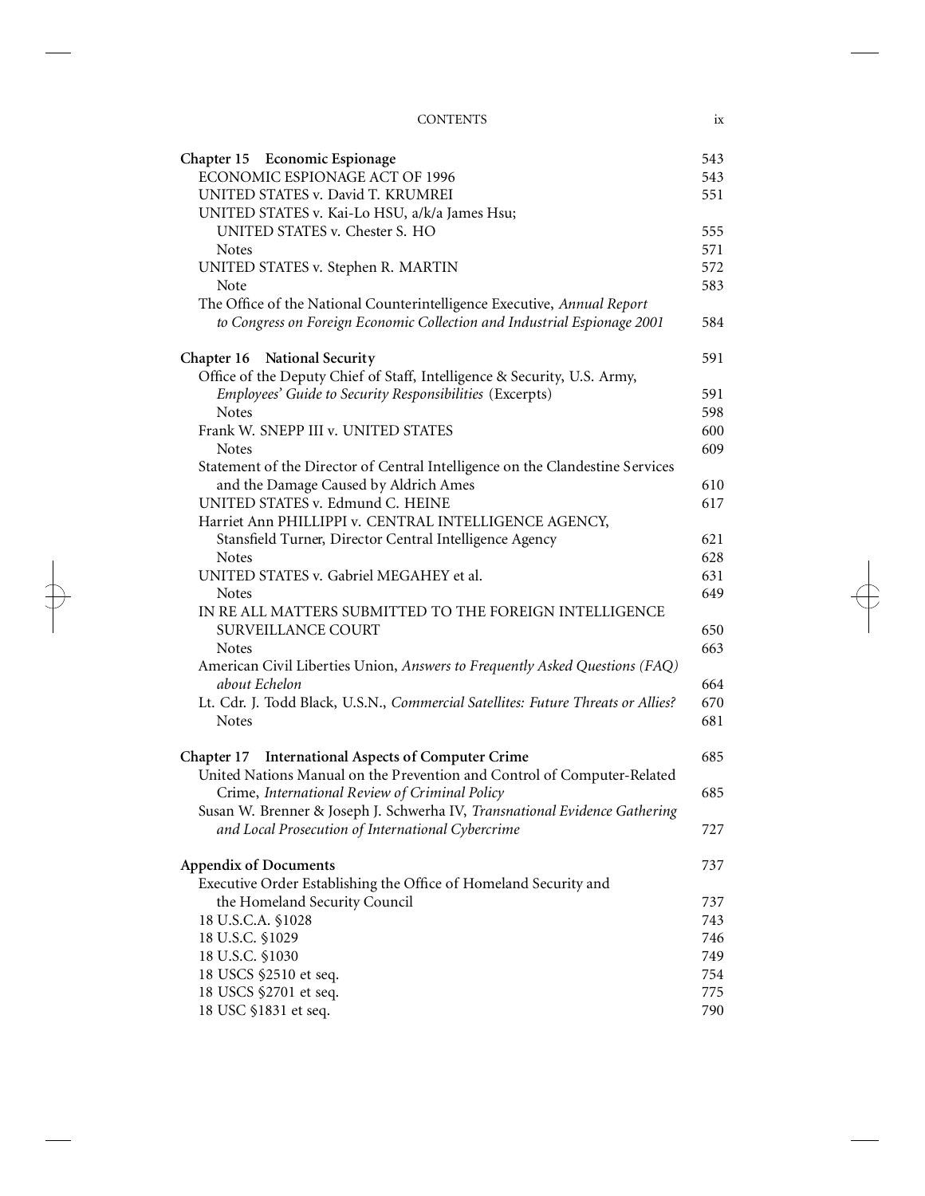**Chapter 15 Economic Espionage** 543

ECONOMIC ESPIONAGE ACT OF 1996 543

UNITED STATES v. David T. KRUMREI 551

UNITED STATES v. Kai-Lo HSU, a/k/a James Hsu; UNITED STATES v. Chester S. HO 555

Notes 571

UNITED STATES v. Stephen R. MARTIN 572

Note 583

The Office of the National Counterintelligence Executive, *Annual Report to Congress on Foreign Economic Collection and Industrial Espionage 2001* 584

**Chapter 16 National Security** 591

Office of the Deputy Chief of Staff, Intelligence & Security, U.S. Army, *Employees' Guide to Security Responsibilities* (Excerpts) 591

Notes 598

Frank W. SNEPP III v. UNITED STATES 600

Notes 609

Statement of the Director of Central Intelligence on the Clandestine Services and the Damage Caused by Aldrich Ames 610

UNITED STATES v. Edmund C. HEINE 617

Harriet Ann PHILLIPPI v. CENTRAL INTELLIGENCE AGENCY, Stansfield Turner, Director Central Intelligence Agency 621

Notes 628

UNITED STATES v. Gabriel MEGAHEY et al. 631

Notes 649

IN RE ALL MATTERS SUBMITTED TO THE FOREIGN INTELLIGENCE SURVEILLANCE COURT 650

Notes 663

American Civil Liberties Union, *Answers to Frequently Asked Questions (FAQ) about Echelon* 664

Lt. Cdr. J. Todd Black, U.S.N., *Commercial Satellites: Future Threats or Allies?* 670

Notes 681

**Chapter 17 International Aspects of Computer Crime** 685

United Nations Manual on the Prevention and Control of Computer-Related Crime, *International Review of Criminal Policy* 685

Susan W. Brenner & Joseph J. Schwerha IV, *Transnational Evidence Gathering and Local Prosecution of International Cybercrime* 727

**Appendix of Documents** 737

Executive Order Establishing the Office of Homeland Security and the Homeland Security Council 737

18 U.S.C.A. §1028 743

18 U.S.C. §1029 746

18 U.S.C. §1030 749

18 USCS §2510 et seq. 754

18 USCS §2701 et seq. 775

18 USC §1831 et seq. 790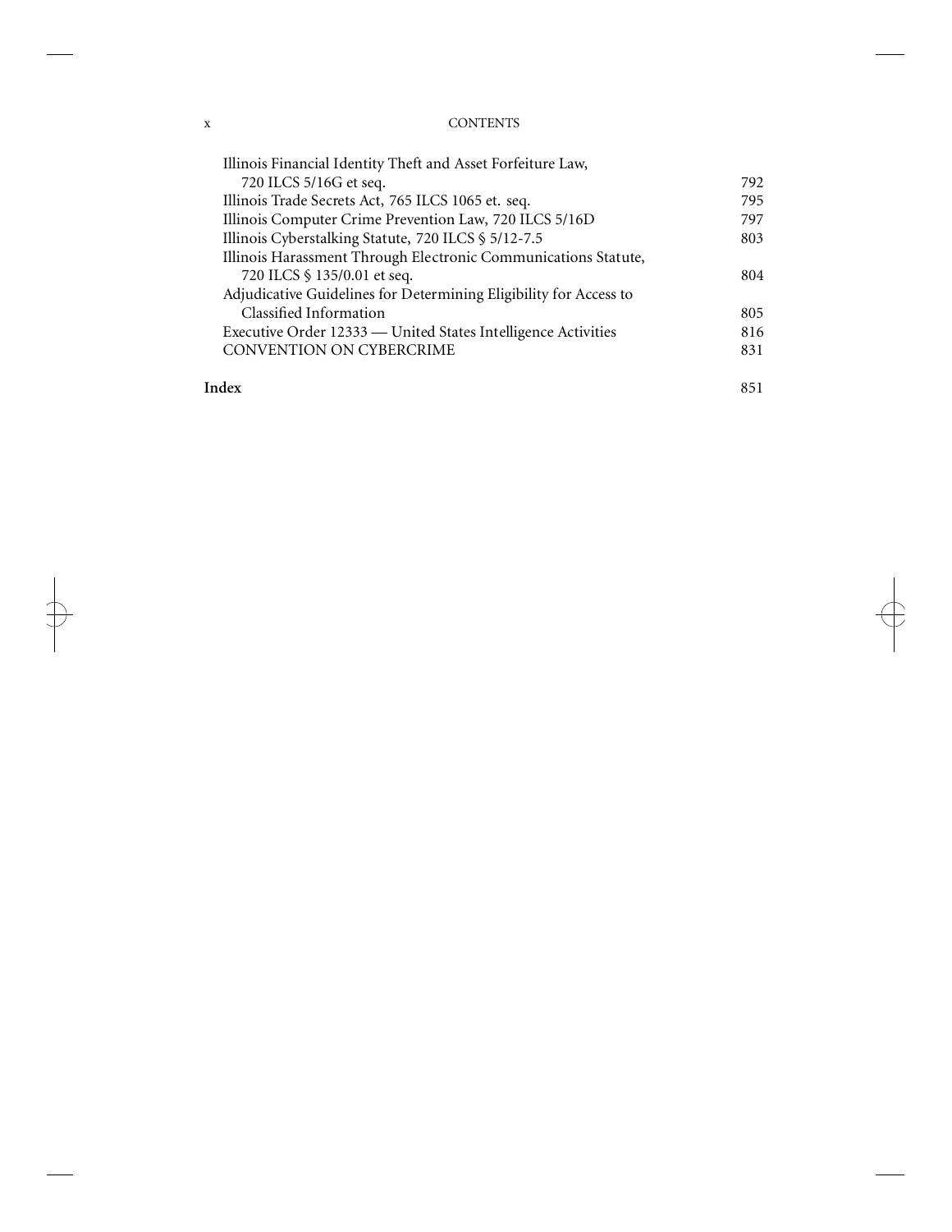| | |
|---|---|
| Illinois Financial Identity Theft and Asset Forfeiture Law, 720 ILCS 5/16G et seq. | 792 |
| Illinois Trade Secrets Act, 765 ILCS 1065 et. seq. | 795 |
| Illinois Computer Crime Prevention Law, 720 ILCS 5/16D | 797 |
| Illinois Cyberstalking Statute, 720 ILCS § 5/12-7.5 | 803 |
| Illinois Harassment Through Electronic Communications Statute, 720 ILCS § 135/0.01 et seq. | 804 |
| Adjudicative Guidelines for Determining Eligibility for Access to Classified Information | 805 |
| Executive Order 12333 — United States Intelligence Activities | 816 |
| CONVENTION ON CYBERCRIME | 831 |
| **Index** | 851 |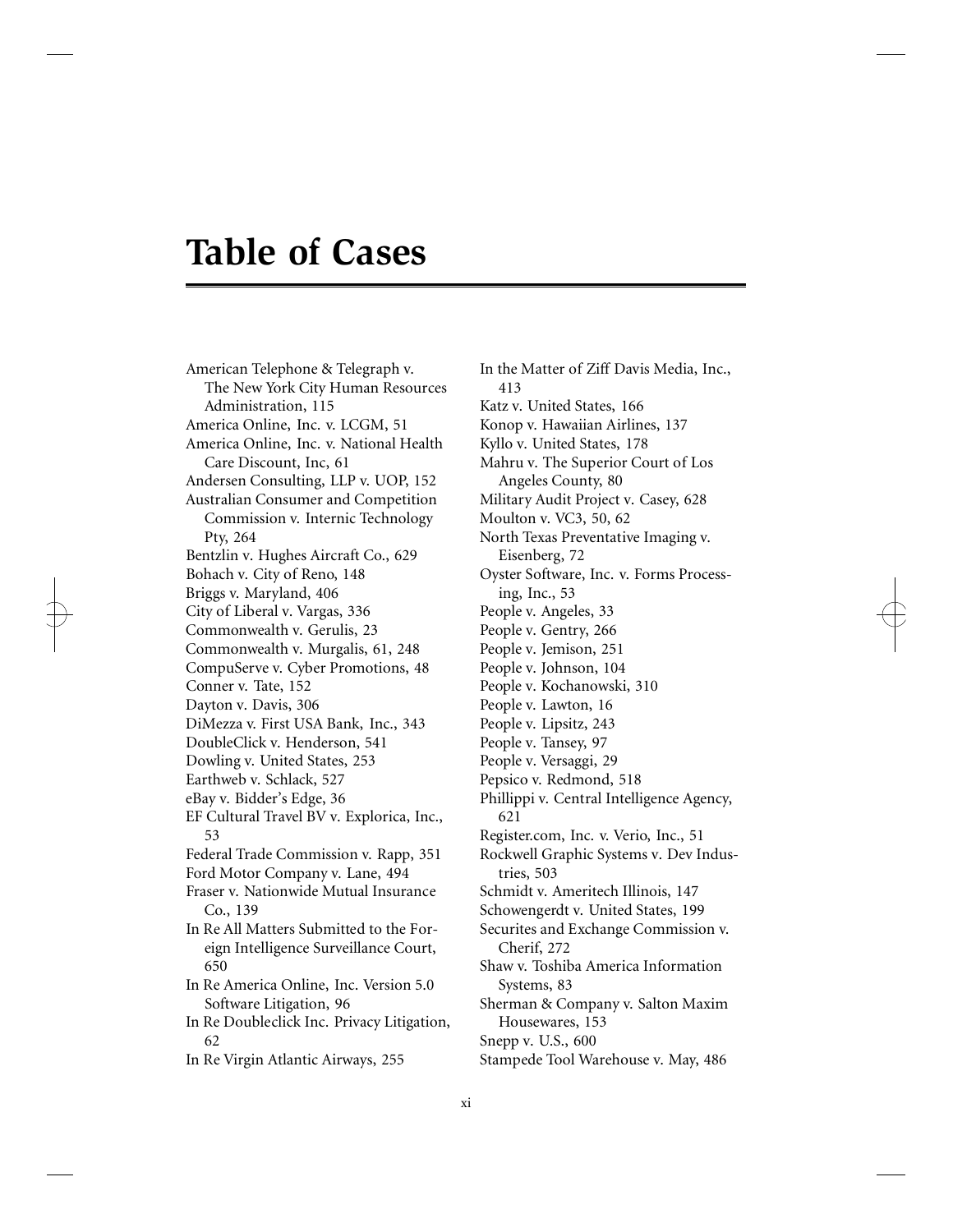# Table of Cases

American Telephone & Telegraph v. The New York City Human Resources Administration, 115
America Online, Inc. v. LCGM, 51
America Online, Inc. v. National Health Care Discount, Inc, 61
Andersen Consulting, LLP v. UOP, 152
Australian Consumer and Competition Commission v. Internic Technology Pty, 264
Bentzlin v. Hughes Aircraft Co., 629
Bohach v. City of Reno, 148
Briggs v. Maryland, 406
City of Liberal v. Vargas, 336
Commonwealth v. Gerulis, 23
Commonwealth v. Murgalis, 61, 248
CompuServe v. Cyber Promotions, 48
Conner v. Tate, 152
Dayton v. Davis, 306
DiMezza v. First USA Bank, Inc., 343
DoubleClick v. Henderson, 541
Dowling v. United States, 253
Earthweb v. Schlack, 527
eBay v. Bidder's Edge, 36
EF Cultural Travel BV v. Explorica, Inc., 53
Federal Trade Commission v. Rapp, 351
Ford Motor Company v. Lane, 494
Fraser v. Nationwide Mutual Insurance Co., 139
In Re All Matters Submitted to the Foreign Intelligence Surveillance Court, 650
In Re America Online, Inc. Version 5.0 Software Litigation, 96
In Re Doubleclick Inc. Privacy Litigation, 62
In Re Virgin Atlantic Airways, 255
In the Matter of Ziff Davis Media, Inc., 413
Katz v. United States, 166
Konop v. Hawaiian Airlines, 137
Kyllo v. United States, 178
Mahru v. The Superior Court of Los Angeles County, 80
Military Audit Project v. Casey, 628
Moulton v. VC3, 50, 62
North Texas Preventative Imaging v. Eisenberg, 72
Oyster Software, Inc. v. Forms Processing, Inc., 53
People v. Angeles, 33
People v. Gentry, 266
People v. Jemison, 251
People v. Johnson, 104
People v. Kochanowski, 310
People v. Lawton, 16
People v. Lipsitz, 243
People v. Tansey, 97
People v. Versaggi, 29
Pepsico v. Redmond, 518
Phillippi v. Central Intelligence Agency, 621
Register.com, Inc. v. Verio, Inc., 51
Rockwell Graphic Systems v. Dev Industries, 503
Schmidt v. Ameritech Illinois, 147
Schowengerdt v. United States, 199
Securites and Exchange Commission v. Cherif, 272
Shaw v. Toshiba America Information Systems, 83
Sherman & Company v. Salton Maxim Housewares, 153
Snepp v. U.S., 600
Stampede Tool Warehouse v. May, 486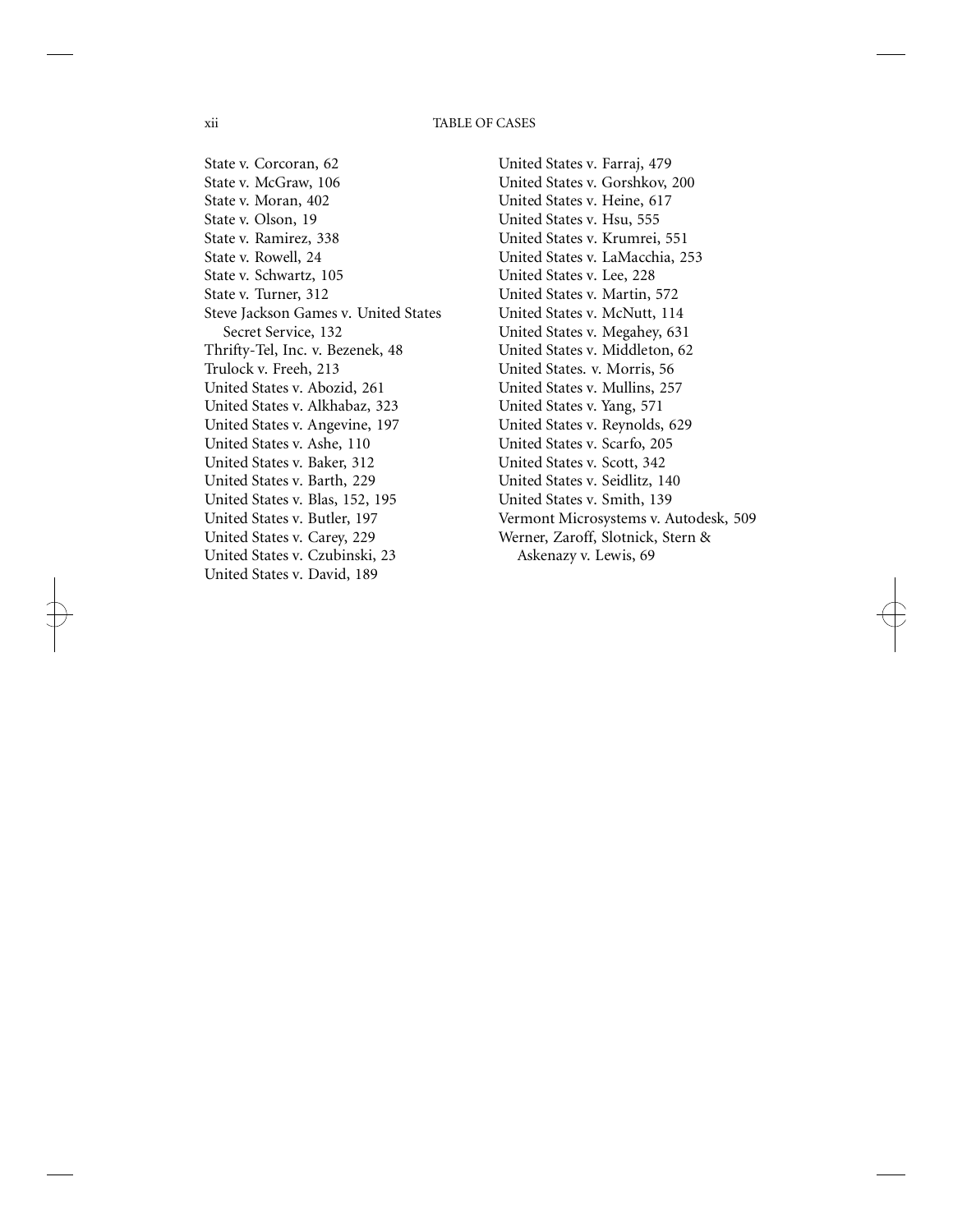State v. Corcoran, 62
State v. McGraw, 106
State v. Moran, 402
State v. Olson, 19
State v. Ramirez, 338
State v. Rowell, 24
State v. Schwartz, 105
State v. Turner, 312
Steve Jackson Games v. United States Secret Service, 132
Thrifty-Tel, Inc. v. Bezenek, 48
Trulock v. Freeh, 213
United States v. Abozid, 261
United States v. Alkhabaz, 323
United States v. Angevine, 197
United States v. Ashe, 110
United States v. Baker, 312
United States v. Barth, 229
United States v. Blas, 152, 195
United States v. Butler, 197
United States v. Carey, 229
United States v. Czubinski, 23
United States v. David, 189
United States v. Farraj, 479
United States v. Gorshkov, 200
United States v. Heine, 617
United States v. Hsu, 555
United States v. Krumrei, 551
United States v. LaMacchia, 253
United States v. Lee, 228
United States v. Martin, 572
United States v. McNutt, 114
United States v. Megahey, 631
United States v. Middleton, 62
United States. v. Morris, 56
United States v. Mullins, 257
United States v. Yang, 571
United States v. Reynolds, 629
United States v. Scarfo, 205
United States v. Scott, 342
United States v. Seidlitz, 140
United States v. Smith, 139
Vermont Microsystems v. Autodesk, 509
Werner, Zaroff, Slotnick, Stern & Askenazy v. Lewis, 69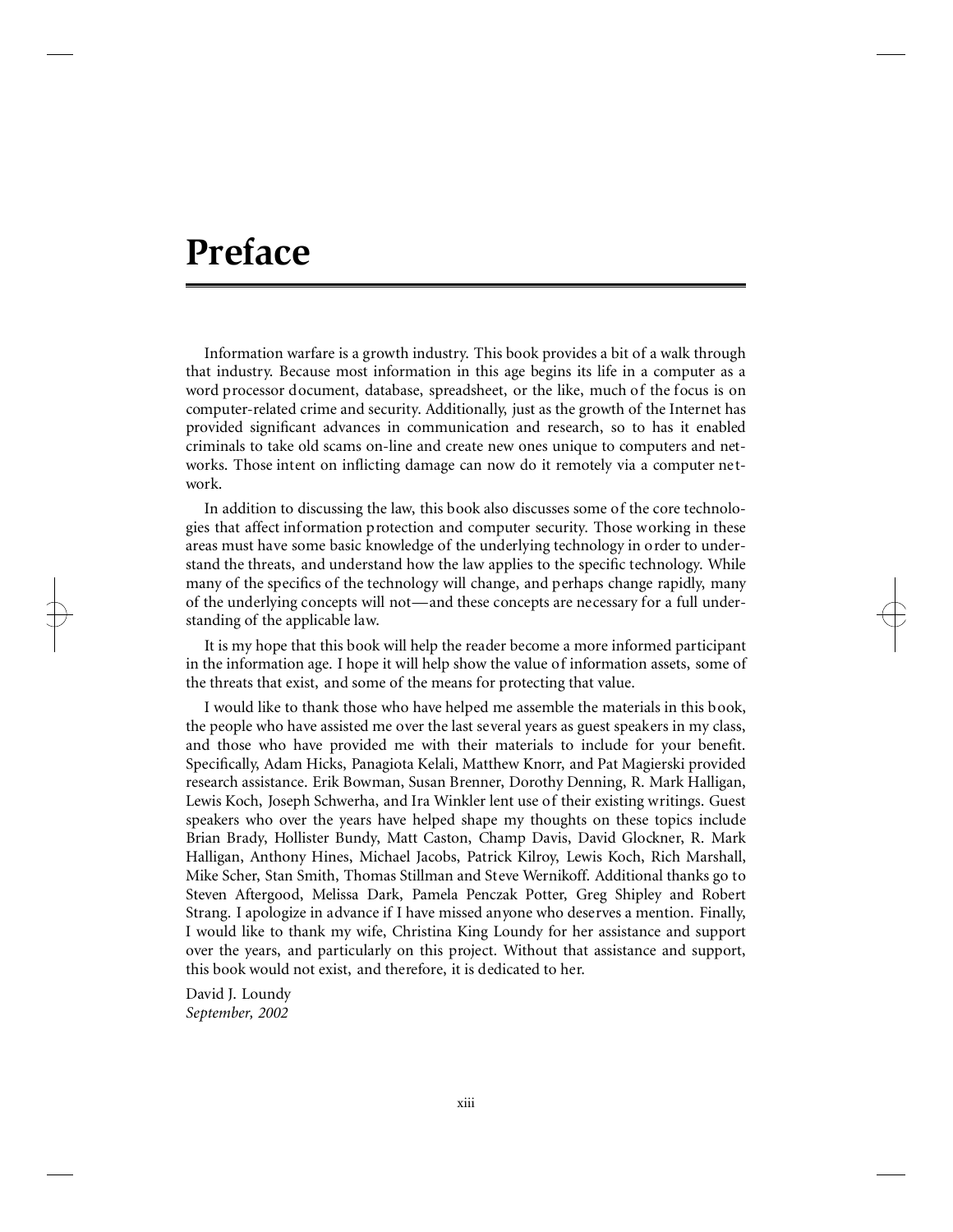# Preface

Information warfare is a growth industry. This book provides a bit of a walk through that industry. Because most information in this age begins its life in a computer as a word processor document, database, spreadsheet, or the like, much of the focus is on computer-related crime and security. Additionally, just as the growth of the Internet has provided significant advances in communication and research, so to has it enabled criminals to take old scams on-line and create new ones unique to computers and networks. Those intent on inflicting damage can now do it remotely via a computer network.

In addition to discussing the law, this book also discusses some of the core technologies that affect information protection and computer security. Those working in these areas must have some basic knowledge of the underlying technology in order to understand the threats, and understand how the law applies to the specific technology. While many of the specifics of the technology will change, and perhaps change rapidly, many of the underlying concepts will not—and these concepts are necessary for a full understanding of the applicable law.

It is my hope that this book will help the reader become a more informed participant in the information age. I hope it will help show the value of information assets, some of the threats that exist, and some of the means for protecting that value.

I would like to thank those who have helped me assemble the materials in this book, the people who have assisted me over the last several years as guest speakers in my class, and those who have provided me with their materials to include for your benefit. Specifically, Adam Hicks, Panagiota Kelali, Matthew Knorr, and Pat Magierski provided research assistance. Erik Bowman, Susan Brenner, Dorothy Denning, R. Mark Halligan, Lewis Koch, Joseph Schwerha, and Ira Winkler lent use of their existing writings. Guest speakers who over the years have helped shape my thoughts on these topics include Brian Brady, Hollister Bundy, Matt Caston, Champ Davis, David Glockner, R. Mark Halligan, Anthony Hines, Michael Jacobs, Patrick Kilroy, Lewis Koch, Rich Marshall, Mike Scher, Stan Smith, Thomas Stillman and Steve Wernikoff. Additional thanks go to Steven Aftergood, Melissa Dark, Pamela Penczak Potter, Greg Shipley and Robert Strang. I apologize in advance if I have missed anyone who deserves a mention. Finally, I would like to thank my wife, Christina King Loundy for her assistance and support over the years, and particularly on this project. Without that assistance and support, this book would not exist, and therefore, it is dedicated to her.

David J. Loundy
*September, 2002*